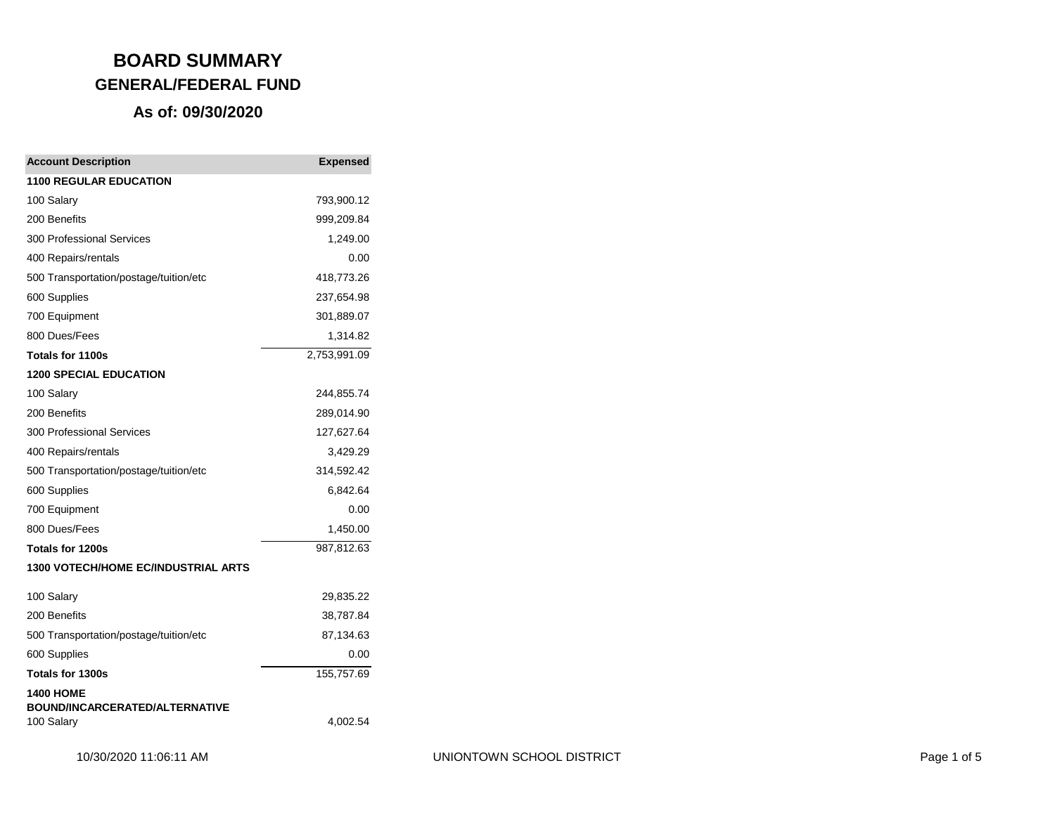# BOARD SUMMARY
## GENERAL/FEDERAL FUND
### As of: 09/30/2020

| Account Description | Expensed |
|---|---:|
| **1100 REGULAR EDUCATION** | |
| 100 Salary | 793,900.12 |
| 200 Benefits | 999,209.84 |
| 300 Professional Services | 1,249.00 |
| 400 Repairs/rentals | 0.00 |
| 500 Transportation/postage/tuition/etc | 418,773.26 |
| 600 Supplies | 237,654.98 |
| 700 Equipment | 301,889.07 |
| 800 Dues/Fees | 1,314.82 |
| **Totals for 1100s** | 2,753,991.09 |
| **1200 SPECIAL EDUCATION** | |
| 100 Salary | 244,855.74 |
| 200 Benefits | 289,014.90 |
| 300 Professional Services | 127,627.64 |
| 400 Repairs/rentals | 3,429.29 |
| 500 Transportation/postage/tuition/etc | 314,592.42 |
| 600 Supplies | 6,842.64 |
| 700 Equipment | 0.00 |
| 800 Dues/Fees | 1,450.00 |
| **Totals for 1200s** | 987,812.63 |
| **1300 VOTECH/HOME EC/INDUSTRIAL ARTS** | |
| 100 Salary | 29,835.22 |
| 200 Benefits | 38,787.84 |
| 500 Transportation/postage/tuition/etc | 87,134.63 |
| 600 Supplies | 0.00 |
| **Totals for 1300s** | 155,757.69 |
| **1400 HOME BOUND/INCARCERATED/ALTERNATIVE** | |
| 100 Salary | 4,002.54 |

10/30/2020 11:06:11 AM UNIONTOWN SCHOOL DISTRICT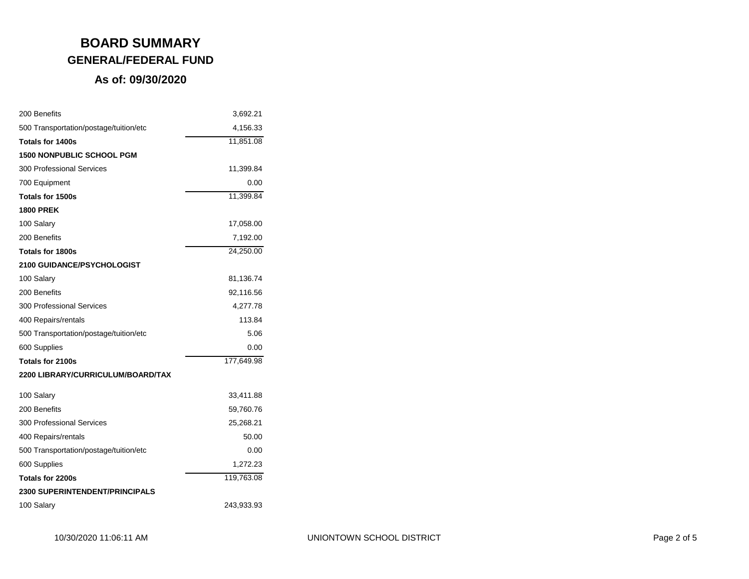# BOARD SUMMARY
## GENERAL/FEDERAL FUND
### As of: 09/30/2020

| | |
|---|---:|
| 200 Benefits | 3,692.21 |
| 500 Transportation/postage/tuition/etc | 4,156.33 |
| **Totals for 1400s** | 11,851.08 |
| **1500 NONPUBLIC SCHOOL PGM** | |
| 300 Professional Services | 11,399.84 |
| 700 Equipment | 0.00 |
| **Totals for 1500s** | 11,399.84 |
| **1800 PREK** | |
| 100 Salary | 17,058.00 |
| 200 Benefits | 7,192.00 |
| **Totals for 1800s** | 24,250.00 |
| **2100 GUIDANCE/PSYCHOLOGIST** | |
| 100 Salary | 81,136.74 |
| 200 Benefits | 92,116.56 |
| 300 Professional Services | 4,277.78 |
| 400 Repairs/rentals | 113.84 |
| 500 Transportation/postage/tuition/etc | 5.06 |
| 600 Supplies | 0.00 |
| **Totals for 2100s** | 177,649.98 |
| **2200 LIBRARY/CURRICULUM/BOARD/TAX** | |
| 100 Salary | 33,411.88 |
| 200 Benefits | 59,760.76 |
| 300 Professional Services | 25,268.21 |
| 400 Repairs/rentals | 50.00 |
| 500 Transportation/postage/tuition/etc | 0.00 |
| 600 Supplies | 1,272.23 |
| **Totals for 2200s** | 119,763.08 |
| **2300 SUPERINTENDENT/PRINCIPALS** | |
| 100 Salary | 243,933.93 |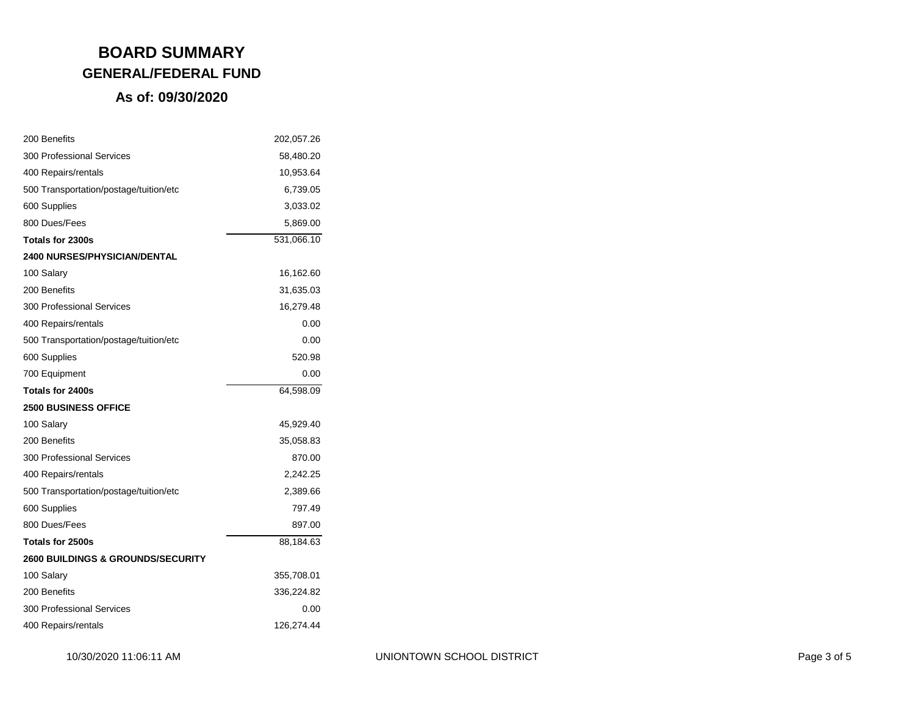# BOARD SUMMARY
## GENERAL/FEDERAL FUND
### As of: 09/30/2020

| | |
|---|---:|
| 200 Benefits | 202,057.26 |
| 300 Professional Services | 58,480.20 |
| 400 Repairs/rentals | 10,953.64 |
| 500 Transportation/postage/tuition/etc | 6,739.05 |
| 600 Supplies | 3,033.02 |
| 800 Dues/Fees | 5,869.00 |
| **Totals for 2300s** | 531,066.10 |
| **2400 NURSES/PHYSICIAN/DENTAL** | |
| 100 Salary | 16,162.60 |
| 200 Benefits | 31,635.03 |
| 300 Professional Services | 16,279.48 |
| 400 Repairs/rentals | 0.00 |
| 500 Transportation/postage/tuition/etc | 0.00 |
| 600 Supplies | 520.98 |
| 700 Equipment | 0.00 |
| **Totals for 2400s** | 64,598.09 |
| **2500 BUSINESS OFFICE** | |
| 100 Salary | 45,929.40 |
| 200 Benefits | 35,058.83 |
| 300 Professional Services | 870.00 |
| 400 Repairs/rentals | 2,242.25 |
| 500 Transportation/postage/tuition/etc | 2,389.66 |
| 600 Supplies | 797.49 |
| 800 Dues/Fees | 897.00 |
| **Totals for 2500s** | 88,184.63 |
| **2600 BUILDINGS & GROUNDS/SECURITY** | |
| 100 Salary | 355,708.01 |
| 200 Benefits | 336,224.82 |
| 300 Professional Services | 0.00 |
| 400 Repairs/rentals | 126,274.44 |

10/30/2020 11:06:11 AM UNIONTOWN SCHOOL DISTRICT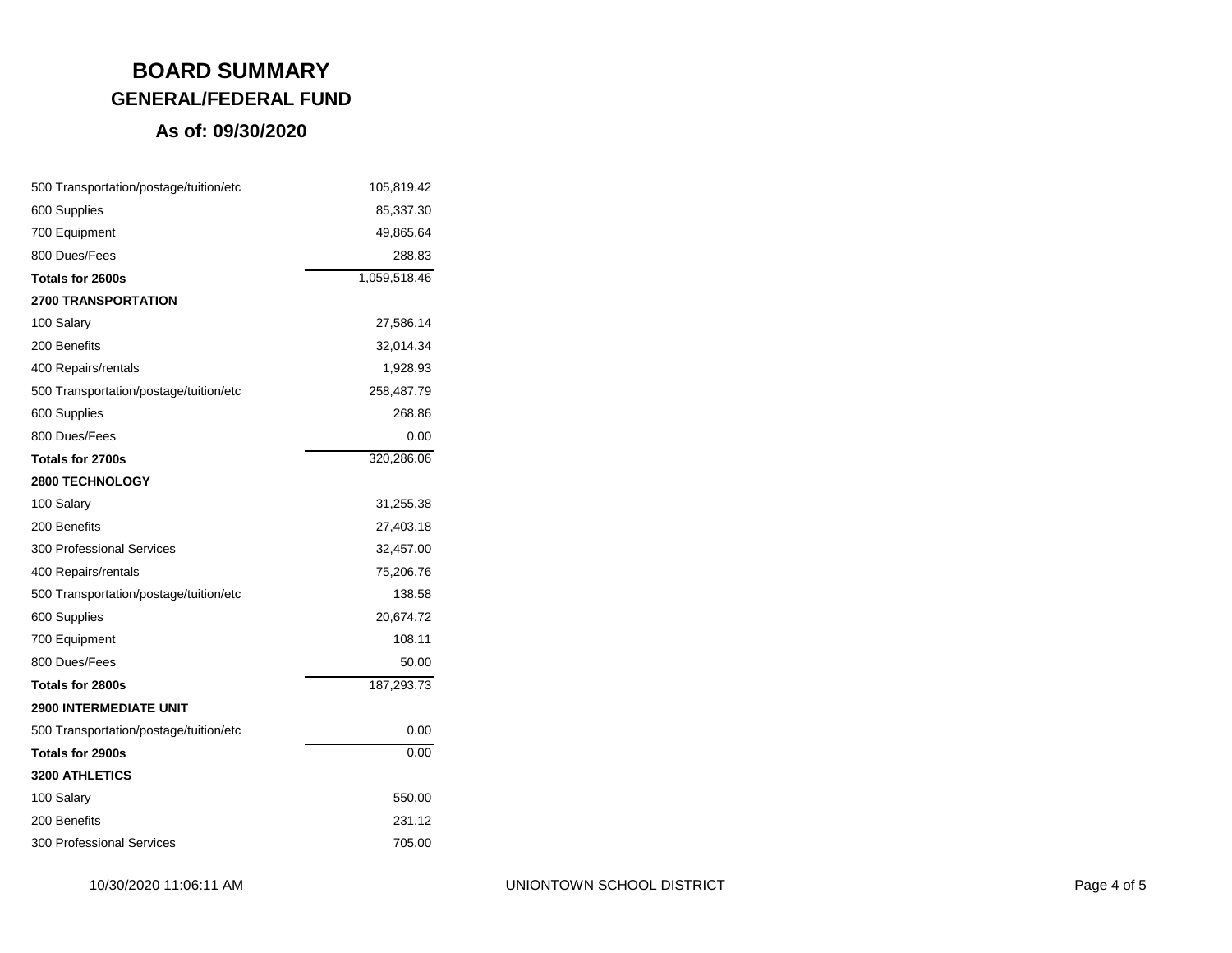# BOARD SUMMARY

## GENERAL/FEDERAL FUND

### As of: 09/30/2020

| | |
|---|---|
| 500 Transportation/postage/tuition/etc | 105,819.42 |
| 600 Supplies | 85,337.30 |
| 700 Equipment | 49,865.64 |
| 800 Dues/Fees | 288.83 |
| **Totals for 2600s** | 1,059,518.46 |
| **2700 TRANSPORTATION** | |
| 100 Salary | 27,586.14 |
| 200 Benefits | 32,014.34 |
| 400 Repairs/rentals | 1,928.93 |
| 500 Transportation/postage/tuition/etc | 258,487.79 |
| 600 Supplies | 268.86 |
| 800 Dues/Fees | 0.00 |
| **Totals for 2700s** | 320,286.06 |
| **2800 TECHNOLOGY** | |
| 100 Salary | 31,255.38 |
| 200 Benefits | 27,403.18 |
| 300 Professional Services | 32,457.00 |
| 400 Repairs/rentals | 75,206.76 |
| 500 Transportation/postage/tuition/etc | 138.58 |
| 600 Supplies | 20,674.72 |
| 700 Equipment | 108.11 |
| 800 Dues/Fees | 50.00 |
| **Totals for 2800s** | 187,293.73 |
| **2900 INTERMEDIATE UNIT** | |
| 500 Transportation/postage/tuition/etc | 0.00 |
| **Totals for 2900s** | 0.00 |
| **3200 ATHLETICS** | |
| 100 Salary | 550.00 |
| 200 Benefits | 231.12 |
| 300 Professional Services | 705.00 |

10/30/2020 11:06:11 AM UNIONTOWN SCHOOL DISTRICT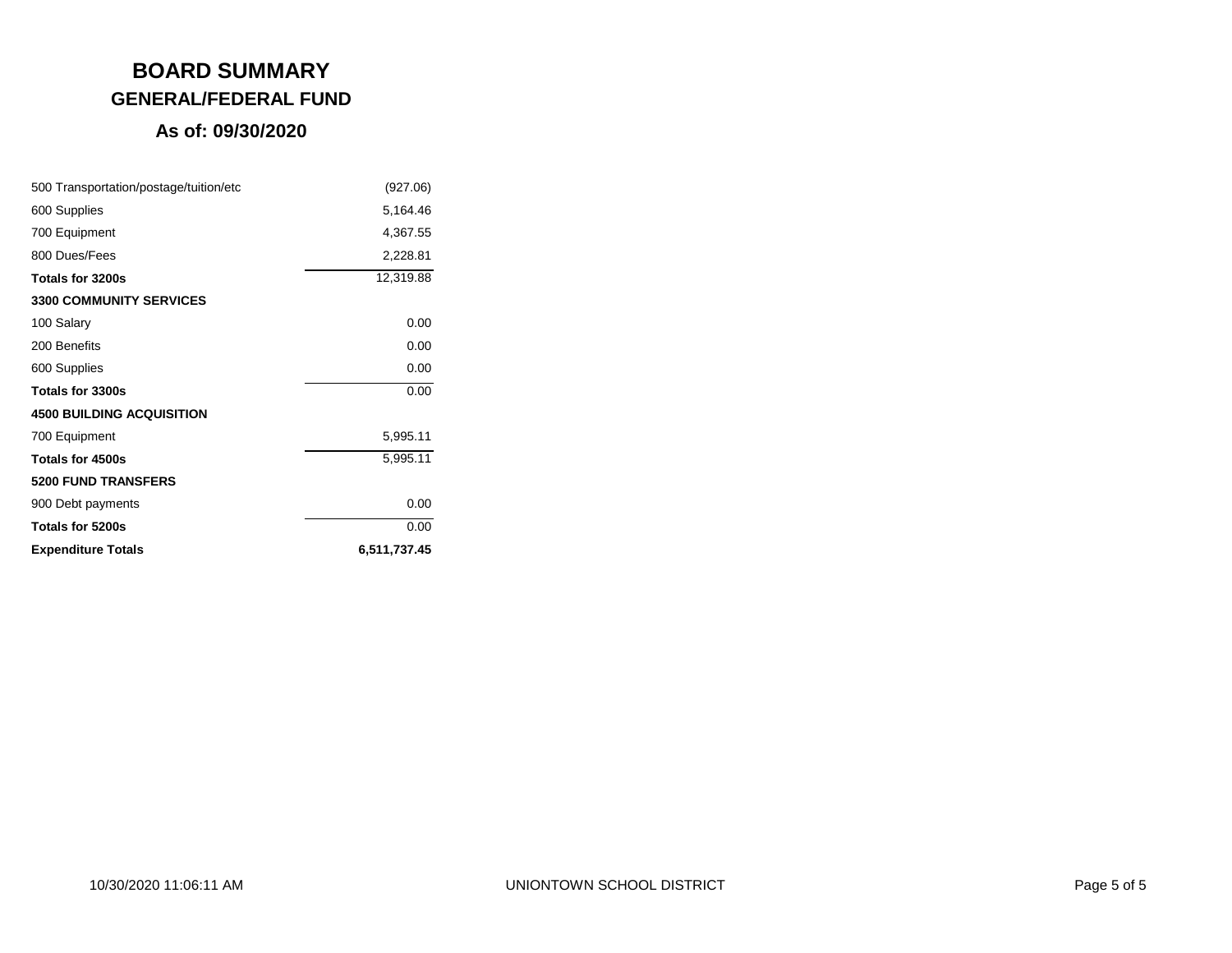# BOARD SUMMARY

## GENERAL/FEDERAL FUND

### As of: 09/30/2020

| | |
|---|---:|
| 500 Transportation/postage/tuition/etc | (927.06) |
| 600 Supplies | 5,164.46 |
| 700 Equipment | 4,367.55 |
| 800 Dues/Fees | 2,228.81 |
| **Totals for 3200s** | 12,319.88 |
| **3300 COMMUNITY SERVICES** | |
| 100 Salary | 0.00 |
| 200 Benefits | 0.00 |
| 600 Supplies | 0.00 |
| **Totals for 3300s** | 0.00 |
| **4500 BUILDING ACQUISITION** | |
| 700 Equipment | 5,995.11 |
| **Totals for 4500s** | 5,995.11 |
| **5200 FUND TRANSFERS** | |
| 900 Debt payments | 0.00 |
| **Totals for 5200s** | 0.00 |
| **Expenditure Totals** | **6,511,737.45** |

10/30/2020 11:06:11 AM UNIONTOWN SCHOOL DISTRICT